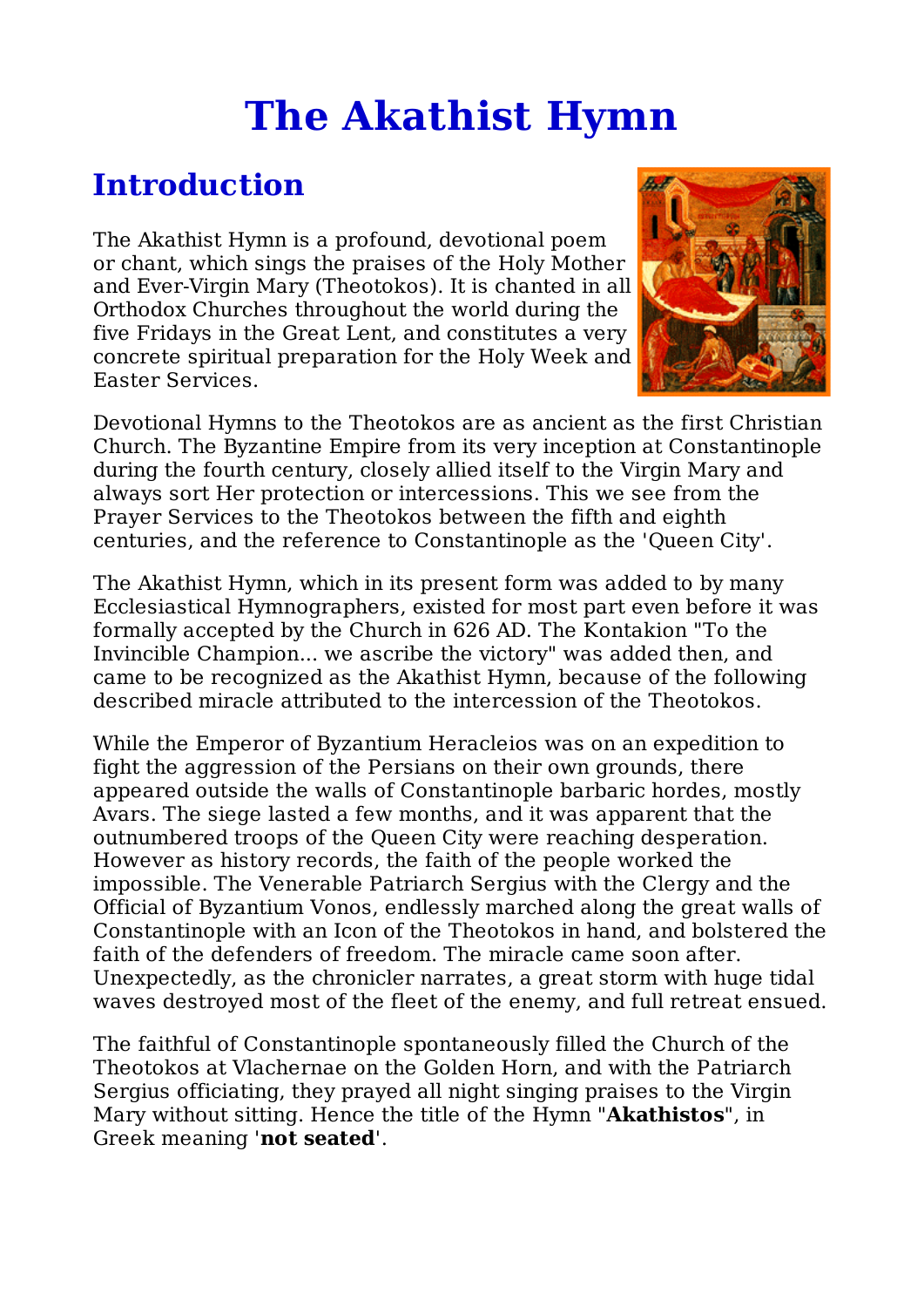# The Akathist Hymn

## Introduction

The Akathist Hymn is a profound, devotional poem or chant, which sings the praises of the Holy Mother and Ever-Virgin Mary (Theotokos). It is chanted in all Orthodox Churches throughout the world during the five Fridays in the Great Lent, and constitutes a very concrete spiritual preparation for the Holy Week and Easter Services.

Devotional Hymns to the Theotokos are as ancient as the first Christian Church. The Byzantine Empire from its very inception at Constantinople during the fourth century, closely allied itself to the Virgin Mary and always sort Her protection or intercessions. This we see from the Prayer Services to the Theotokos between the fifth and eighth centuries, and the reference to Constantinople as the 'Queen City'.

The Akathist Hymn, which in its present form was added to by many Ecclesiastical Hymnographers, existed for most part even before it was formally accepted by the Church in 626 AD. The Kontakion "To the Invincible Champion... we ascribe the victory" was added then, and came to be recognized as the Akathist Hymn, because of the following described miracle attributed to the intercession of the Theotokos.

While the Emperor of Byzantium Heracleios was on an expedition to fight the aggression of the Persians on their own grounds, there appeared outside the walls of Constantinople barbaric hordes, mostly Avars. The siege lasted a few months, and it was apparent that the outnumbered troops of the Queen City were reaching desperation. However as history records, the faith of the people worked the impossible. The Venerable Patriarch Sergius with the Clergy and the Official of Byzantium Vonos, endlessly marched along the great walls of Constantinople with an Icon of the Theotokos in hand, and bolstered the faith of the defenders of freedom. The miracle came soon after. Unexpectedly, as the chronicler narrates, a great storm with huge tidal waves destroyed most of the fleet of the enemy, and full retreat ensued.

The faithful of Constantinople spontaneously filled the Church of the Theotokos at Vlachernae on the Golden Horn, and with the Patriarch Sergius officiating, they prayed all night singing praises to the Virgin Mary without sitting. Hence the title of the Hymn "**Akathistos**", in Greek meaning '**not seated**'.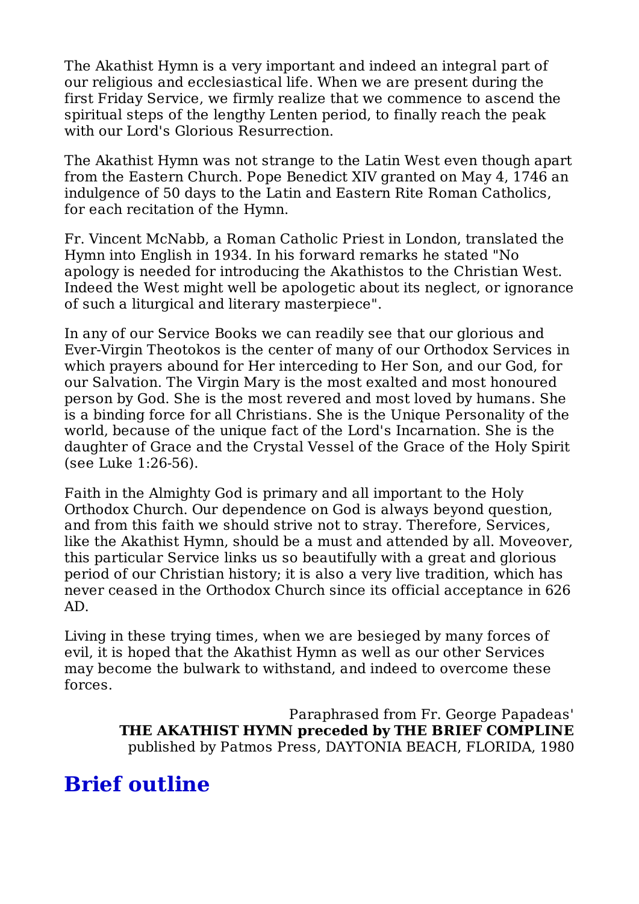The Akathist Hymn is a very important and indeed an integral part of our religious and ecclesiastical life. When we are present during the first Friday Service, we firmly realize that we commence to ascend the spiritual steps of the lengthy Lenten period, to finally reach the peak with our Lord's Glorious Resurrection.

The Akathist Hymn was not strange to the Latin West even though apart from the Eastern Church. Pope Benedict XIV granted on May 4, 1746 an indulgence of 50 days to the Latin and Eastern Rite Roman Catholics, for each recitation of the Hymn.

Fr. Vincent McNabb, a Roman Catholic Priest in London, translated the Hymn into English in 1934. In his forward remarks he stated "No apology is needed for introducing the Akathistos to the Christian West. Indeed the West might well be apologetic about its neglect, or ignorance of such a liturgical and literary masterpiece".

In any of our Service Books we can readily see that our glorious and Ever-Virgin Theotokos is the center of many of our Orthodox Services in which prayers abound for Her interceding to Her Son, and our God, for our Salvation. The Virgin Mary is the most exalted and most honoured person by God. She is the most revered and most loved by humans. She is a binding force for all Christians. She is the Unique Personality of the world, because of the unique fact of the Lord's Incarnation. She is the daughter of Grace and the Crystal Vessel of the Grace of the Holy Spirit (see Luke 1:26-56).

Faith in the Almighty God is primary and all important to the Holy Orthodox Church. Our dependence on God is always beyond question, and from this faith we should strive not to stray. Therefore, Services, like the Akathist Hymn, should be a must and attended by all. Moveover, this particular Service links us so beautifully with a great and glorious period of our Christian history; it is also a very live tradition, which has never ceased in the Orthodox Church since its official acceptance in 626 AD.

Living in these trying times, when we are besieged by many forces of evil, it is hoped that the Akathist Hymn as well as our other Services may become the bulwark to withstand, and indeed to overcome these forces.

Paraphrased from Fr. George Papadeas'
**THE AKATHIST HYMN preceded by THE BRIEF COMPLINE**
published by Patmos Press, DAYTONIA BEACH, FLORIDA, 1980

## Brief outline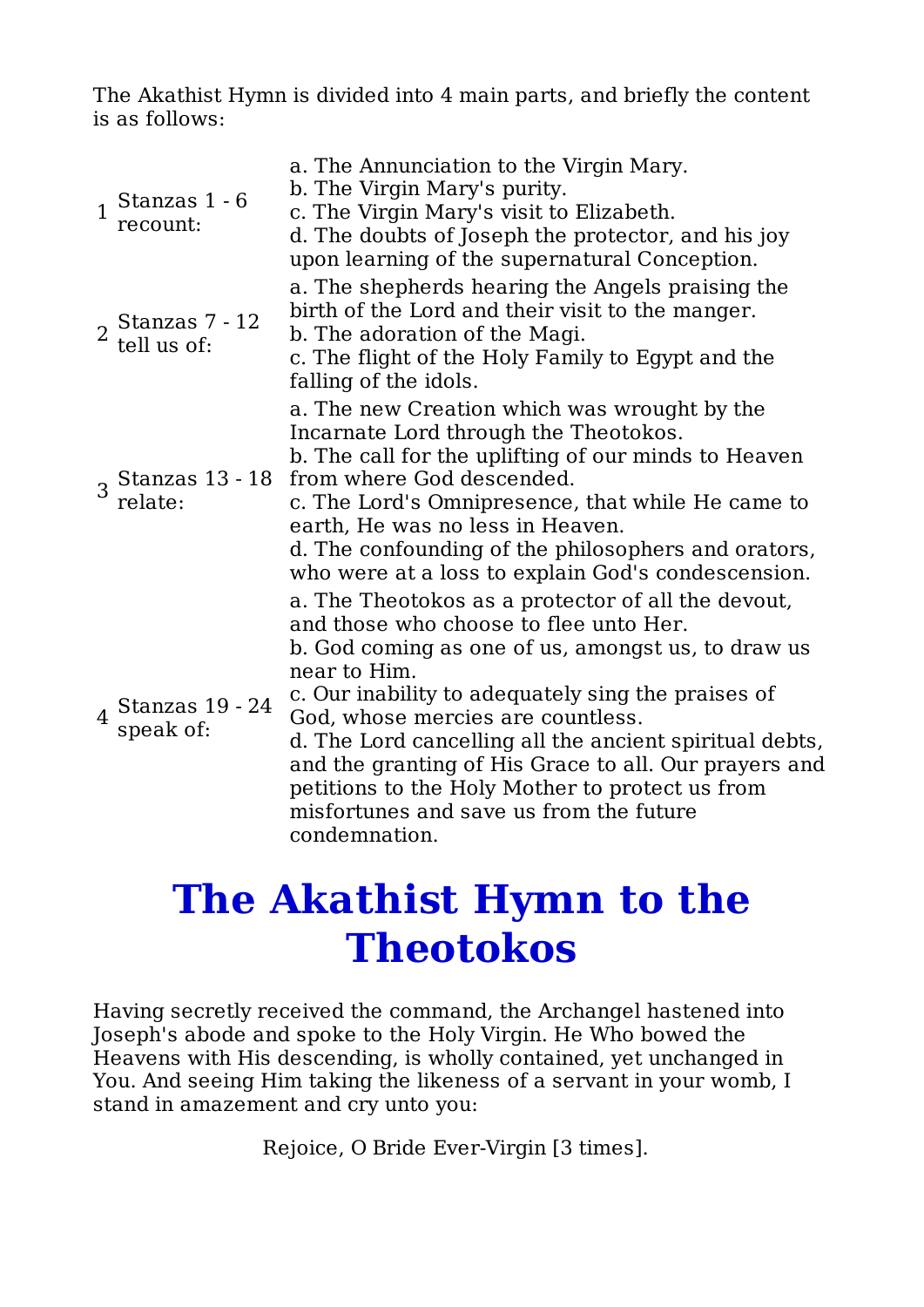The Akathist Hymn is divided into 4 main parts, and briefly the content is as follows:

| | | |
|---|---|---|
| 1 | Stanzas 1 - 6 recount: | a. The Annunciation to the Virgin Mary.<br>b. The Virgin Mary's purity.<br>c. The Virgin Mary's visit to Elizabeth.<br>d. The doubts of Joseph the protector, and his joy upon learning of the supernatural Conception. |
| 2 | Stanzas 7 - 12 tell us of: | a. The shepherds hearing the Angels praising the birth of the Lord and their visit to the manger.<br>b. The adoration of the Magi.<br>c. The flight of the Holy Family to Egypt and the falling of the idols. |
| 3 | Stanzas 13 - 18 relate: | a. The new Creation which was wrought by the Incarnate Lord through the Theotokos.<br>b. The call for the uplifting of our minds to Heaven from where God descended.<br>c. The Lord's Omnipresence, that while He came to earth, He was no less in Heaven.<br>d. The confounding of the philosophers and orators, who were at a loss to explain God's condescension. |
| 4 | Stanzas 19 - 24 speak of: | a. The Theotokos as a protector of all the devout, and those who choose to flee unto Her.<br>b. God coming as one of us, amongst us, to draw us near to Him.<br>c. Our inability to adequately sing the praises of God, whose mercies are countless.<br>d. The Lord cancelling all the ancient spiritual debts, and the granting of His Grace to all. Our prayers and petitions to the Holy Mother to protect us from misfortunes and save us from the future condemnation. |

# The Akathist Hymn to the Theotokos

Having secretly received the command, the Archangel hastened into Joseph's abode and spoke to the Holy Virgin. He Who bowed the Heavens with His descending, is wholly contained, yet unchanged in You. And seeing Him taking the likeness of a servant in your womb, I stand in amazement and cry unto you:

Rejoice, O Bride Ever-Virgin [3 times].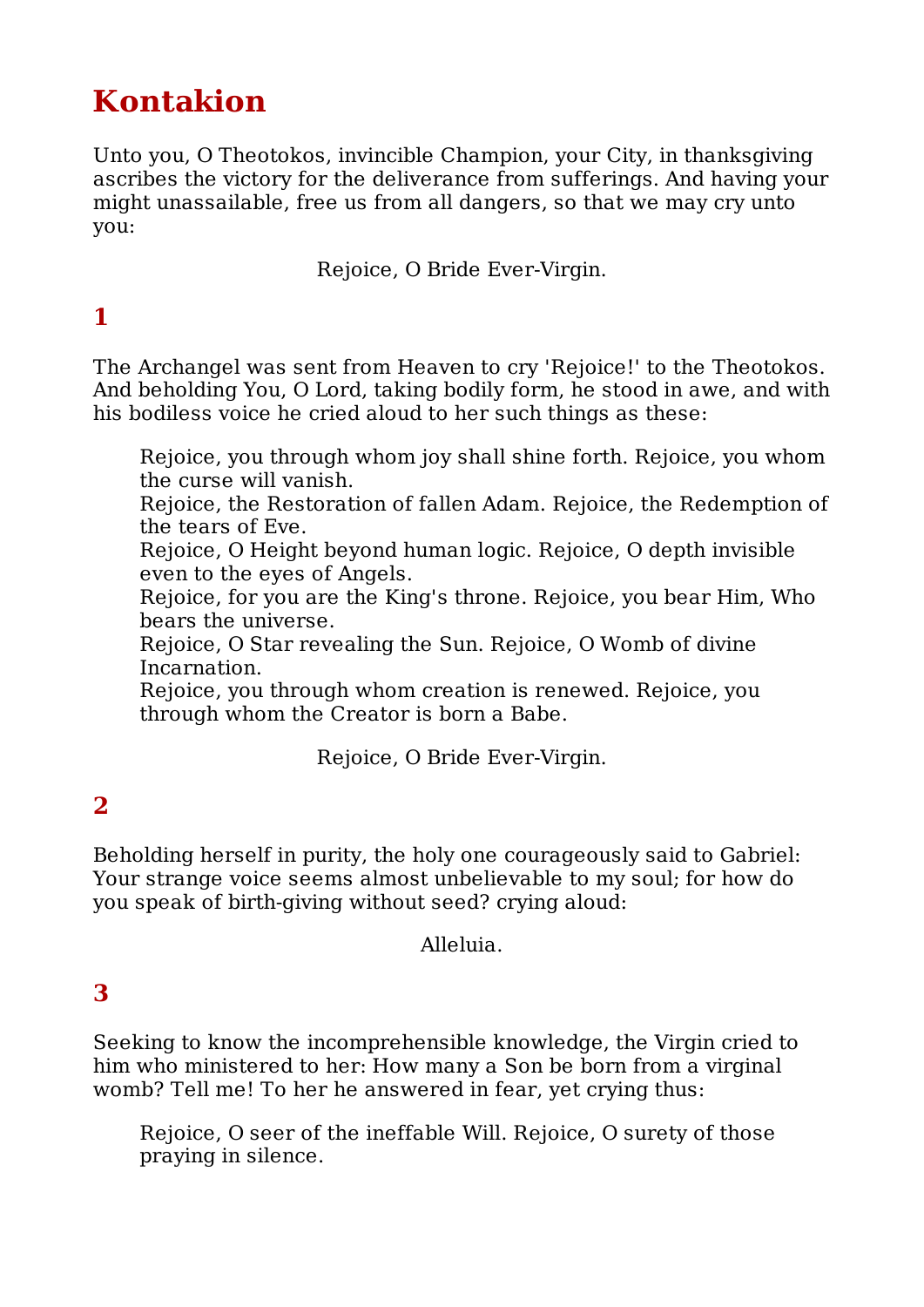## Kontakion

Unto you, O Theotokos, invincible Champion, your City, in thanksgiving ascribes the victory for the deliverance from sufferings. And having your might unassailable, free us from all dangers, so that we may cry unto you:

Rejoice, O Bride Ever-Virgin.

## 1

The Archangel was sent from Heaven to cry 'Rejoice!' to the Theotokos. And beholding You, O Lord, taking bodily form, he stood in awe, and with his bodiless voice he cried aloud to her such things as these:

> Rejoice, you through whom joy shall shine forth. Rejoice, you whom the curse will vanish.
> Rejoice, the Restoration of fallen Adam. Rejoice, the Redemption of the tears of Eve.
> Rejoice, O Height beyond human logic. Rejoice, O depth invisible even to the eyes of Angels.
> Rejoice, for you are the King's throne. Rejoice, you bear Him, Who bears the universe.
> Rejoice, O Star revealing the Sun. Rejoice, O Womb of divine Incarnation.
> Rejoice, you through whom creation is renewed. Rejoice, you through whom the Creator is born a Babe.

Rejoice, O Bride Ever-Virgin.

## 2

Beholding herself in purity, the holy one courageously said to Gabriel: Your strange voice seems almost unbelievable to my soul; for how do you speak of birth-giving without seed? crying aloud:

Alleluia.

## 3

Seeking to know the incomprehensible knowledge, the Virgin cried to him who ministered to her: How many a Son be born from a virginal womb? Tell me! To her he answered in fear, yet crying thus:

> Rejoice, O seer of the ineffable Will. Rejoice, O surety of those praying in silence.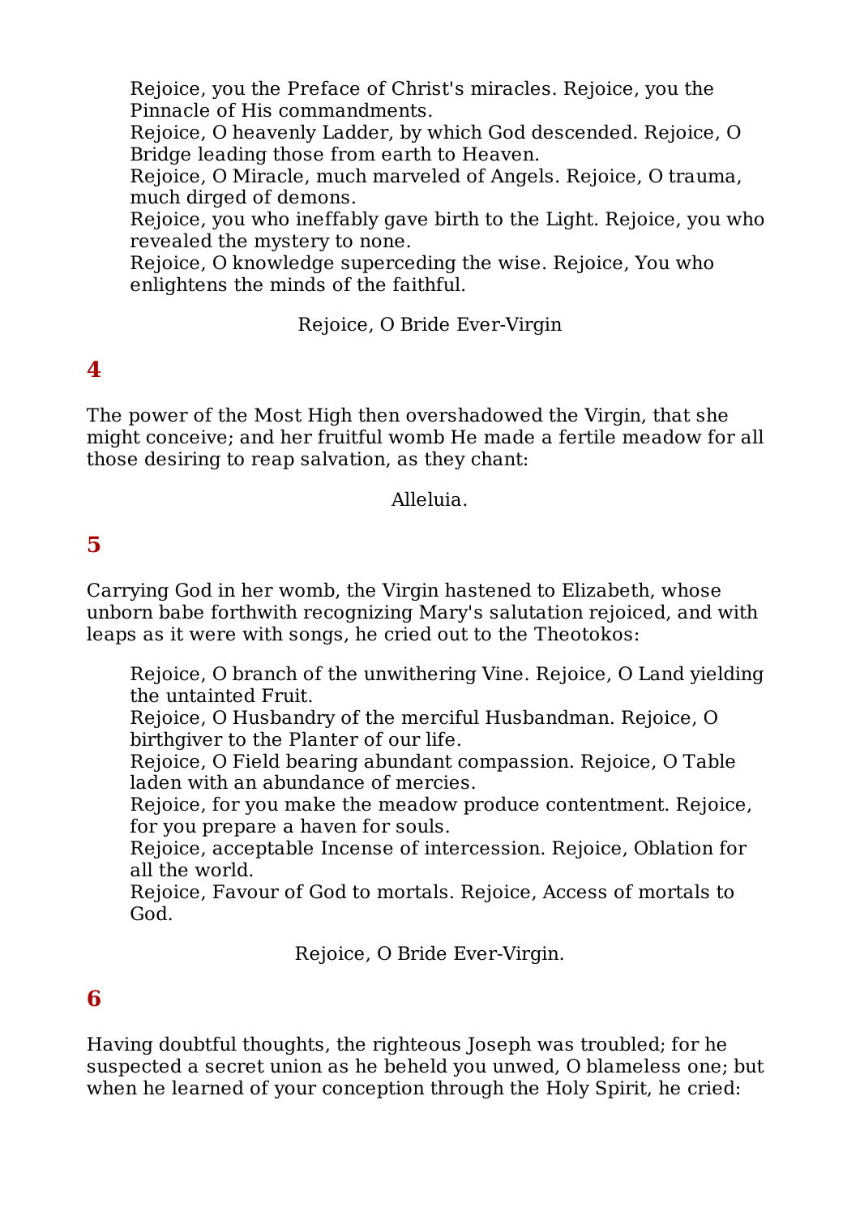Rejoice, you the Preface of Christ's miracles. Rejoice, you the Pinnacle of His commandments.
Rejoice, O heavenly Ladder, by which God descended. Rejoice, O Bridge leading those from earth to Heaven.
Rejoice, O Miracle, much marveled of Angels. Rejoice, O trauma, much dirged of demons.
Rejoice, you who ineffably gave birth to the Light. Rejoice, you who revealed the mystery to none.
Rejoice, O knowledge superceding the wise. Rejoice, You who enlightens the minds of the faithful.

Rejoice, O Bride Ever-Virgin

## 4

The power of the Most High then overshadowed the Virgin, that she might conceive; and her fruitful womb He made a fertile meadow for all those desiring to reap salvation, as they chant:

Alleluia.

## 5

Carrying God in her womb, the Virgin hastened to Elizabeth, whose unborn babe forthwith recognizing Mary's salutation rejoiced, and with leaps as it were with songs, he cried out to the Theotokos:

Rejoice, O branch of the unwithering Vine. Rejoice, O Land yielding the untainted Fruit.
Rejoice, O Husbandry of the merciful Husbandman. Rejoice, O birthgiver to the Planter of our life.
Rejoice, O Field bearing abundant compassion. Rejoice, O Table laden with an abundance of mercies.
Rejoice, for you make the meadow produce contentment. Rejoice, for you prepare a haven for souls.
Rejoice, acceptable Incense of intercession. Rejoice, Oblation for all the world.
Rejoice, Favour of God to mortals. Rejoice, Access of mortals to God.

Rejoice, O Bride Ever-Virgin.

## 6

Having doubtful thoughts, the righteous Joseph was troubled; for he suspected a secret union as he beheld you unwed, O blameless one; but when he learned of your conception through the Holy Spirit, he cried: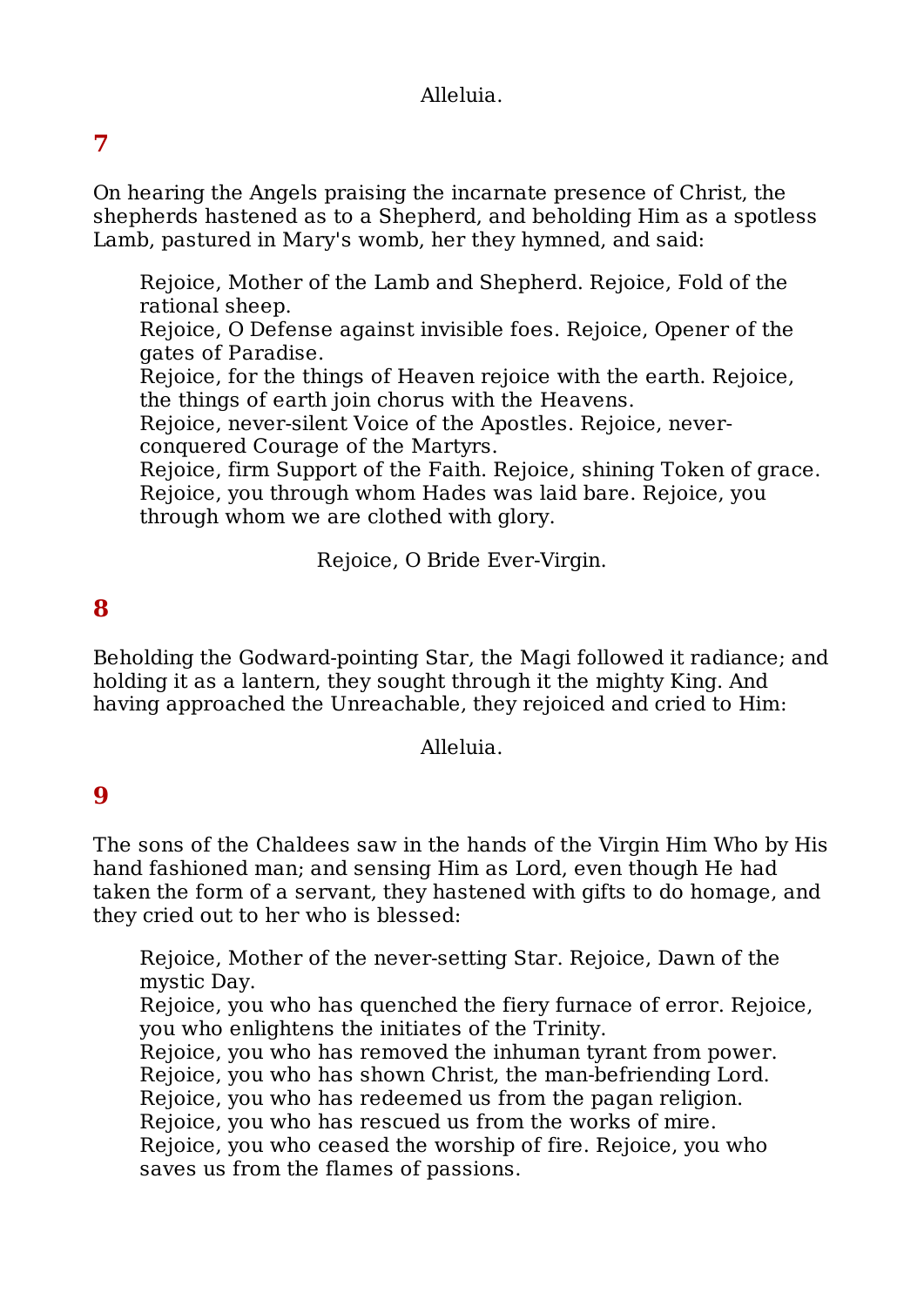Alleluia.

## 7

On hearing the Angels praising the incarnate presence of Christ, the shepherds hastened as to a Shepherd, and beholding Him as a spotless Lamb, pastured in Mary's womb, her they hymned, and said:

> Rejoice, Mother of the Lamb and Shepherd. Rejoice, Fold of the rational sheep.
> Rejoice, O Defense against invisible foes. Rejoice, Opener of the gates of Paradise.
> Rejoice, for the things of Heaven rejoice with the earth. Rejoice, the things of earth join chorus with the Heavens.
> Rejoice, never-silent Voice of the Apostles. Rejoice, never-conquered Courage of the Martyrs.
> Rejoice, firm Support of the Faith. Rejoice, shining Token of grace.
> Rejoice, you through whom Hades was laid bare. Rejoice, you through whom we are clothed with glory.

Rejoice, O Bride Ever-Virgin.

## 8

Beholding the Godward-pointing Star, the Magi followed it radiance; and holding it as a lantern, they sought through it the mighty King. And having approached the Unreachable, they rejoiced and cried to Him:

Alleluia.

## 9

The sons of the Chaldees saw in the hands of the Virgin Him Who by His hand fashioned man; and sensing Him as Lord, even though He had taken the form of a servant, they hastened with gifts to do homage, and they cried out to her who is blessed:

> Rejoice, Mother of the never-setting Star. Rejoice, Dawn of the mystic Day.
> Rejoice, you who has quenched the fiery furnace of error. Rejoice, you who enlightens the initiates of the Trinity.
> Rejoice, you who has removed the inhuman tyrant from power.
> Rejoice, you who has shown Christ, the man-befriending Lord.
> Rejoice, you who has redeemed us from the pagan religion.
> Rejoice, you who has rescued us from the works of mire.
> Rejoice, you who ceased the worship of fire. Rejoice, you who saves us from the flames of passions.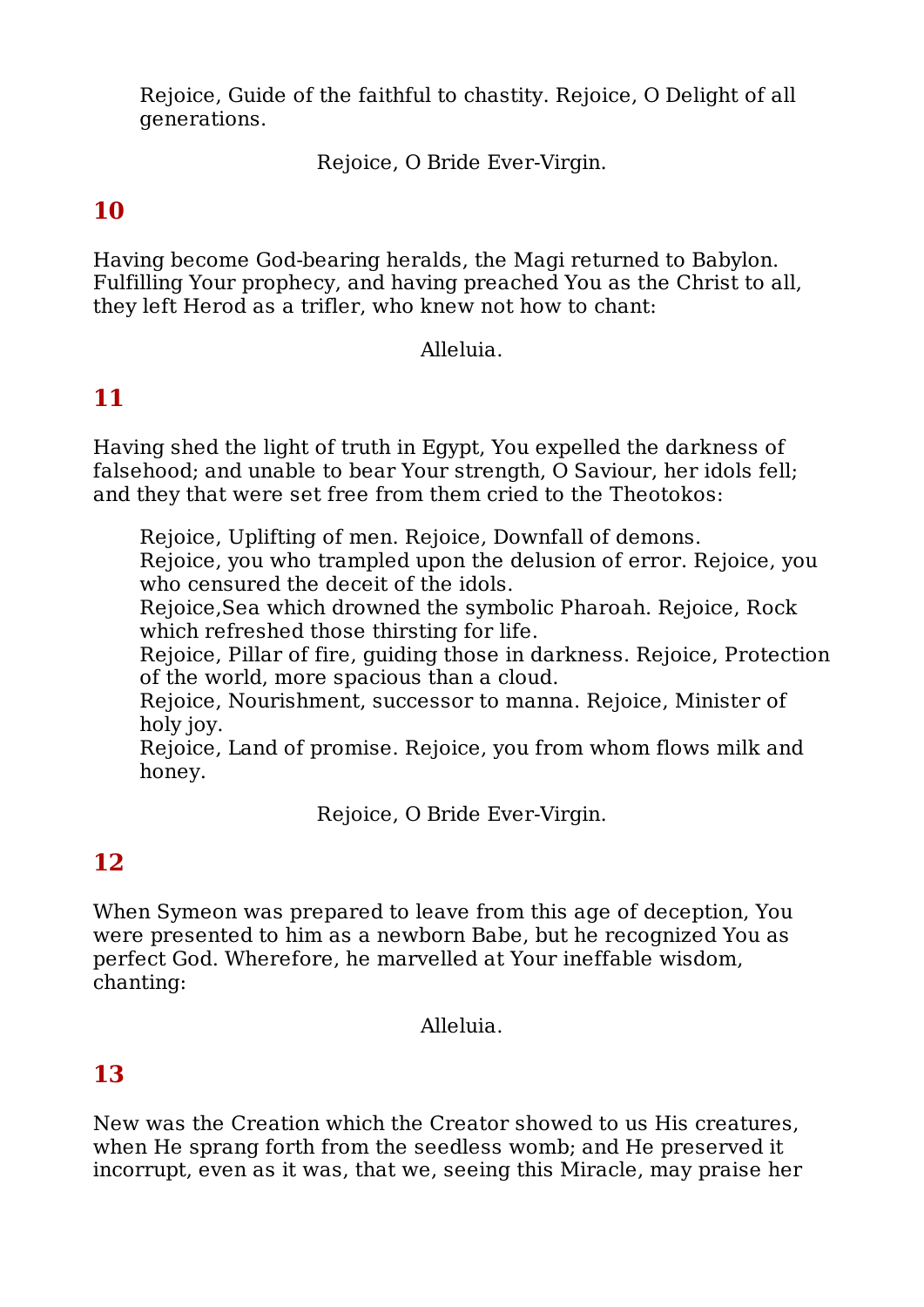Rejoice, Guide of the faithful to chastity. Rejoice, O Delight of all generations.

Rejoice, O Bride Ever-Virgin.

## 10

Having become God-bearing heralds, the Magi returned to Babylon. Fulfilling Your prophecy, and having preached You as the Christ to all, they left Herod as a trifler, who knew not how to chant:

Alleluia.

## 11

Having shed the light of truth in Egypt, You expelled the darkness of falsehood; and unable to bear Your strength, O Saviour, her idols fell; and they that were set free from them cried to the Theotokos:

Rejoice, Uplifting of men. Rejoice, Downfall of demons.
Rejoice, you who trampled upon the delusion of error. Rejoice, you who censured the deceit of the idols.
Rejoice,Sea which drowned the symbolic Pharoah. Rejoice, Rock which refreshed those thirsting for life.
Rejoice, Pillar of fire, guiding those in darkness. Rejoice, Protection of the world, more spacious than a cloud.
Rejoice, Nourishment, successor to manna. Rejoice, Minister of holy joy.
Rejoice, Land of promise. Rejoice, you from whom flows milk and honey.

Rejoice, O Bride Ever-Virgin.

## 12

When Symeon was prepared to leave from this age of deception, You were presented to him as a newborn Babe, but he recognized You as perfect God. Wherefore, he marvelled at Your ineffable wisdom, chanting:

Alleluia.

## 13

New was the Creation which the Creator showed to us His creatures, when He sprang forth from the seedless womb; and He preserved it incorrupt, even as it was, that we, seeing this Miracle, may praise her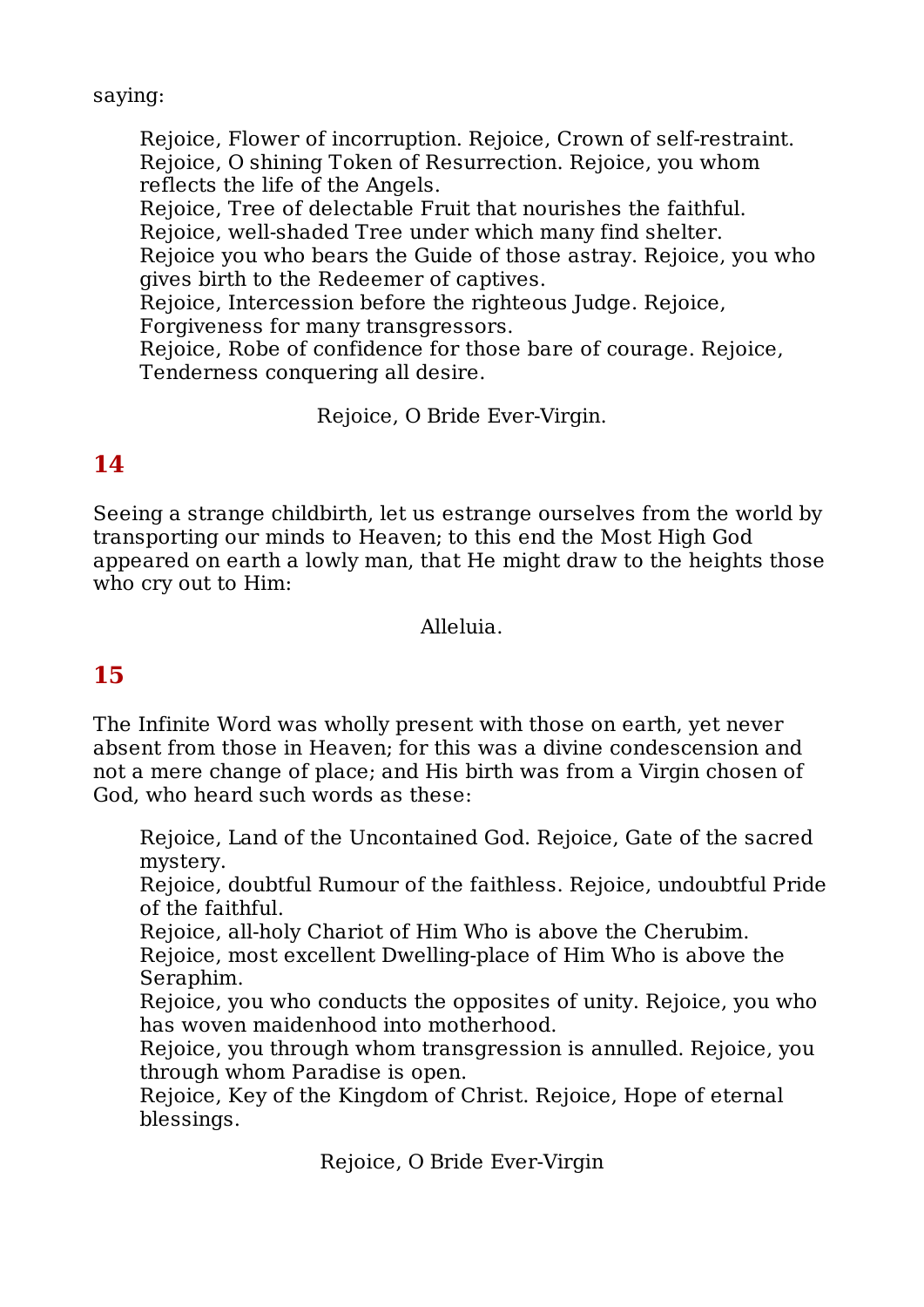saying:

> Rejoice, Flower of incorruption. Rejoice, Crown of self-restraint.
> Rejoice, O shining Token of Resurrection. Rejoice, you whom reflects the life of the Angels.
> Rejoice, Tree of delectable Fruit that nourishes the faithful.
> Rejoice, well-shaded Tree under which many find shelter.
> Rejoice you who bears the Guide of those astray. Rejoice, you who gives birth to the Redeemer of captives.
> Rejoice, Intercession before the righteous Judge. Rejoice, Forgiveness for many transgressors.
> Rejoice, Robe of confidence for those bare of courage. Rejoice, Tenderness conquering all desire.

Rejoice, O Bride Ever-Virgin.

## 14

Seeing a strange childbirth, let us estrange ourselves from the world by transporting our minds to Heaven; to this end the Most High God appeared on earth a lowly man, that He might draw to the heights those who cry out to Him:

Alleluia.

## 15

The Infinite Word was wholly present with those on earth, yet never absent from those in Heaven; for this was a divine condescension and not a mere change of place; and His birth was from a Virgin chosen of God, who heard such words as these:

> Rejoice, Land of the Uncontained God. Rejoice, Gate of the sacred mystery.
> Rejoice, doubtful Rumour of the faithless. Rejoice, undoubtful Pride of the faithful.
> Rejoice, all-holy Chariot of Him Who is above the Cherubim.
> Rejoice, most excellent Dwelling-place of Him Who is above the Seraphim.
> Rejoice, you who conducts the opposites of unity. Rejoice, you who has woven maidenhood into motherhood.
> Rejoice, you through whom transgression is annulled. Rejoice, you through whom Paradise is open.
> Rejoice, Key of the Kingdom of Christ. Rejoice, Hope of eternal blessings.

Rejoice, O Bride Ever-Virgin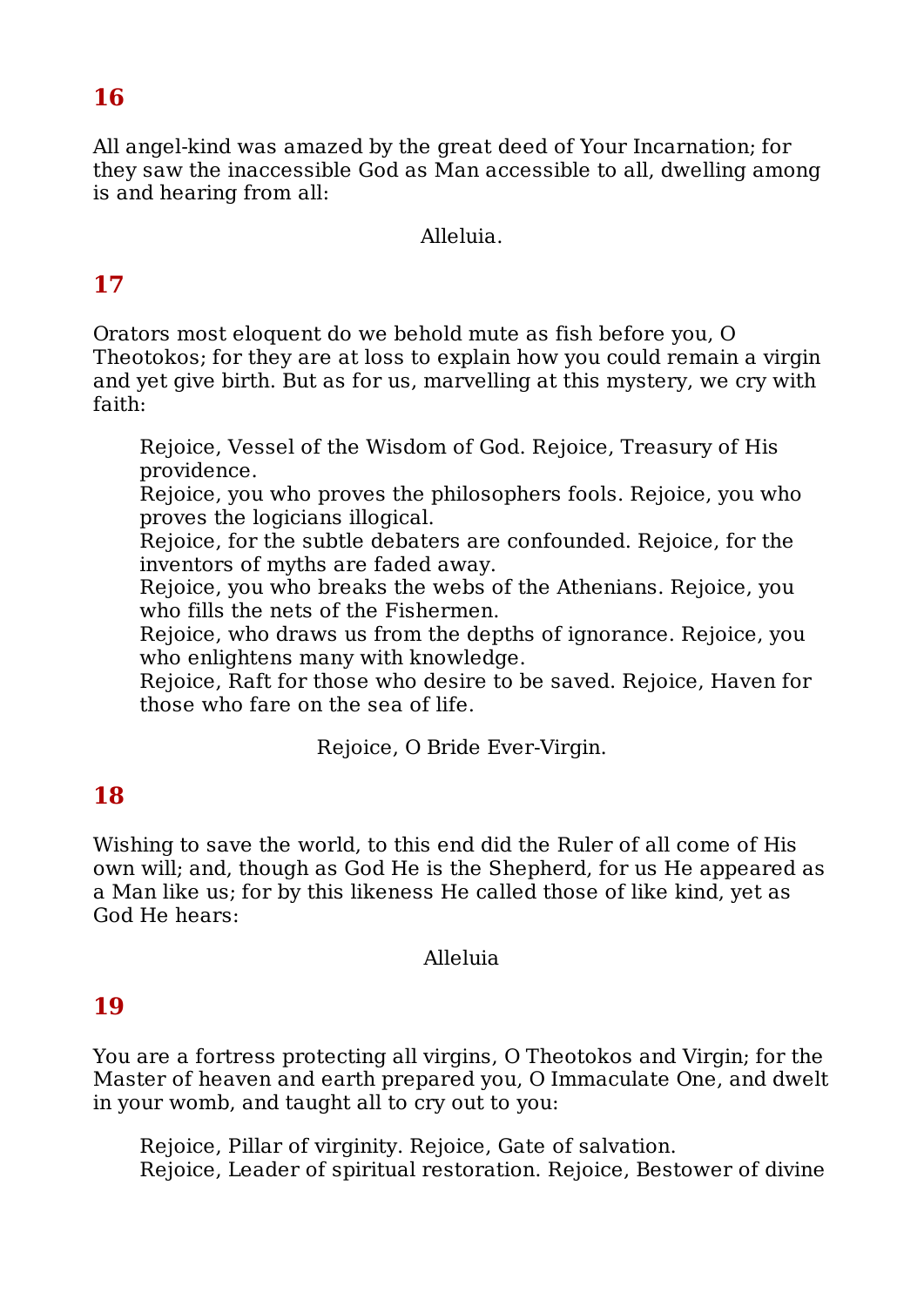## 16

All angel-kind was amazed by the great deed of Your Incarnation; for they saw the inaccessible God as Man accessible to all, dwelling among is and hearing from all:

Alleluia.

## 17

Orators most eloquent do we behold mute as fish before you, O Theotokos; for they are at loss to explain how you could remain a virgin and yet give birth. But as for us, marvelling at this mystery, we cry with faith:

> Rejoice, Vessel of the Wisdom of God. Rejoice, Treasury of His providence.
> Rejoice, you who proves the philosophers fools. Rejoice, you who proves the logicians illogical.
> Rejoice, for the subtle debaters are confounded. Rejoice, for the inventors of myths are faded away.
> Rejoice, you who breaks the webs of the Athenians. Rejoice, you who fills the nets of the Fishermen.
> Rejoice, who draws us from the depths of ignorance. Rejoice, you who enlightens many with knowledge.
> Rejoice, Raft for those who desire to be saved. Rejoice, Haven for those who fare on the sea of life.

Rejoice, O Bride Ever-Virgin.

## 18

Wishing to save the world, to this end did the Ruler of all come of His own will; and, though as God He is the Shepherd, for us He appeared as a Man like us; for by this likeness He called those of like kind, yet as God He hears:

Alleluia

## 19

You are a fortress protecting all virgins, O Theotokos and Virgin; for the Master of heaven and earth prepared you, O Immaculate One, and dwelt in your womb, and taught all to cry out to you:

> Rejoice, Pillar of virginity. Rejoice, Gate of salvation.
> Rejoice, Leader of spiritual restoration. Rejoice, Bestower of divine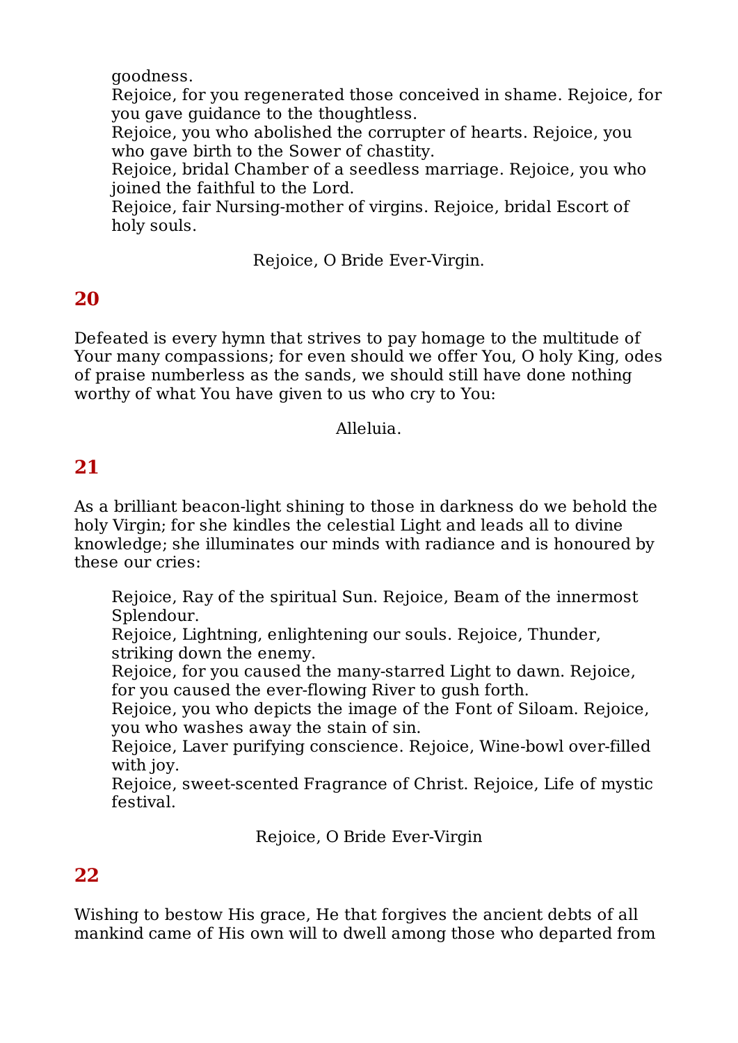goodness.
Rejoice, for you regenerated those conceived in shame. Rejoice, for you gave guidance to the thoughtless.
Rejoice, you who abolished the corrupter of hearts. Rejoice, you who gave birth to the Sower of chastity.
Rejoice, bridal Chamber of a seedless marriage. Rejoice, you who joined the faithful to the Lord.
Rejoice, fair Nursing-mother of virgins. Rejoice, bridal Escort of holy souls.

Rejoice, O Bride Ever-Virgin.

## 20

Defeated is every hymn that strives to pay homage to the multitude of Your many compassions; for even should we offer You, O holy King, odes of praise numberless as the sands, we should still have done nothing worthy of what You have given to us who cry to You:

Alleluia.

## 21

As a brilliant beacon-light shining to those in darkness do we behold the holy Virgin; for she kindles the celestial Light and leads all to divine knowledge; she illuminates our minds with radiance and is honoured by these our cries:

Rejoice, Ray of the spiritual Sun. Rejoice, Beam of the innermost Splendour.
Rejoice, Lightning, enlightening our souls. Rejoice, Thunder, striking down the enemy.
Rejoice, for you caused the many-starred Light to dawn. Rejoice, for you caused the ever-flowing River to gush forth.
Rejoice, you who depicts the image of the Font of Siloam. Rejoice, you who washes away the stain of sin.
Rejoice, Laver purifying conscience. Rejoice, Wine-bowl over-filled with joy.
Rejoice, sweet-scented Fragrance of Christ. Rejoice, Life of mystic festival.

Rejoice, O Bride Ever-Virgin

## 22

Wishing to bestow His grace, He that forgives the ancient debts of all mankind came of His own will to dwell among those who departed from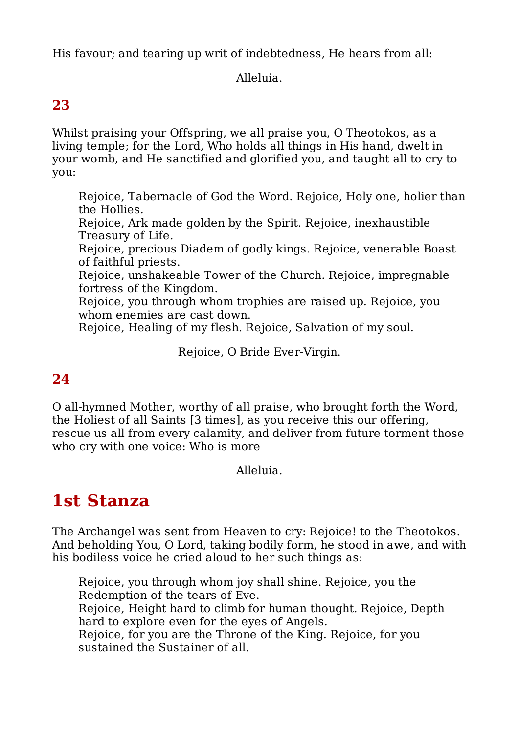His favour; and tearing up writ of indebtedness, He hears from all:

Alleluia.

## 23

Whilst praising your Offspring, we all praise you, O Theotokos, as a living temple; for the Lord, Who holds all things in His hand, dwelt in your womb, and He sanctified and glorified you, and taught all to cry to you:

> Rejoice, Tabernacle of God the Word. Rejoice, Holy one, holier than the Hollies.
> Rejoice, Ark made golden by the Spirit. Rejoice, inexhaustible Treasury of Life.
> Rejoice, precious Diadem of godly kings. Rejoice, venerable Boast of faithful priests.
> Rejoice, unshakeable Tower of the Church. Rejoice, impregnable fortress of the Kingdom.
> Rejoice, you through whom trophies are raised up. Rejoice, you whom enemies are cast down.
> Rejoice, Healing of my flesh. Rejoice, Salvation of my soul.

Rejoice, O Bride Ever-Virgin.

## 24

O all-hymned Mother, worthy of all praise, who brought forth the Word, the Holiest of all Saints [3 times], as you receive this our offering, rescue us all from every calamity, and deliver from future torment those who cry with one voice: Who is more

Alleluia.

# 1st Stanza

The Archangel was sent from Heaven to cry: Rejoice! to the Theotokos. And beholding You, O Lord, taking bodily form, he stood in awe, and with his bodiless voice he cried aloud to her such things as:

> Rejoice, you through whom joy shall shine. Rejoice, you the Redemption of the tears of Eve.
> Rejoice, Height hard to climb for human thought. Rejoice, Depth hard to explore even for the eyes of Angels.
> Rejoice, for you are the Throne of the King. Rejoice, for you sustained the Sustainer of all.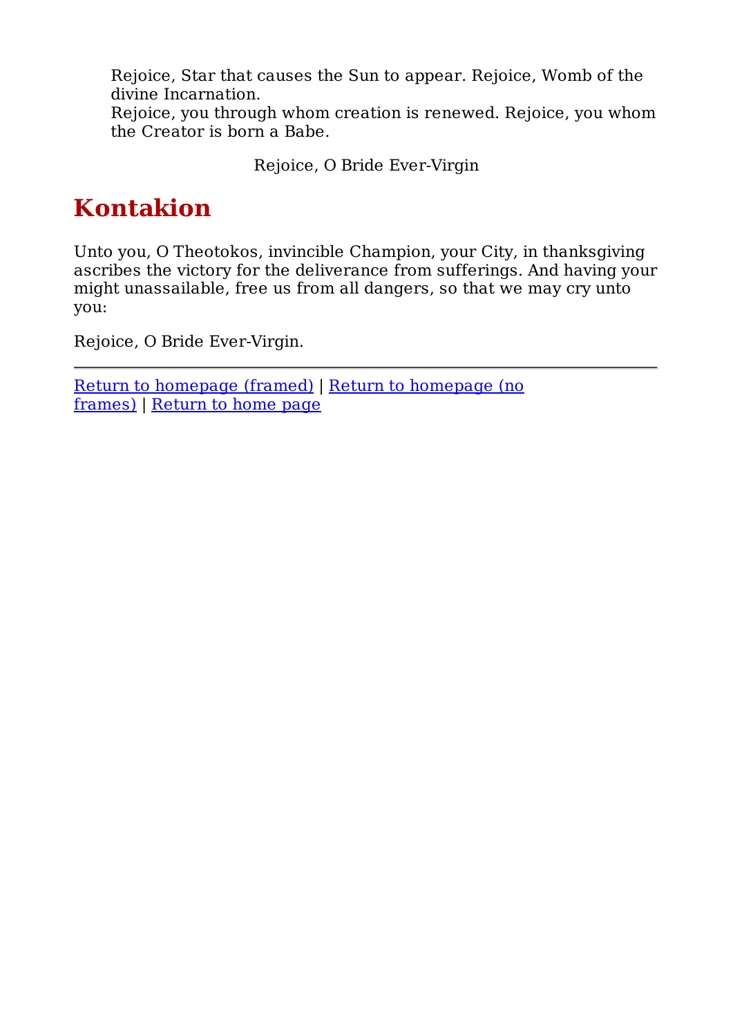> Rejoice, Star that causes the Sun to appear. Rejoice, Womb of the divine Incarnation.
> Rejoice, you through whom creation is renewed. Rejoice, you whom the Creator is born a Babe.
>
> Rejoice, O Bride Ever-Virgin

## Kontakion

Unto you, O Theotokos, invincible Champion, your City, in thanksgiving ascribes the victory for the deliverance from sufferings. And having your might unassailable, free us from all dangers, so that we may cry unto you:

Rejoice, O Bride Ever-Virgin.

---

Return to homepage (framed) | Return to homepage (no frames) | Return to home page